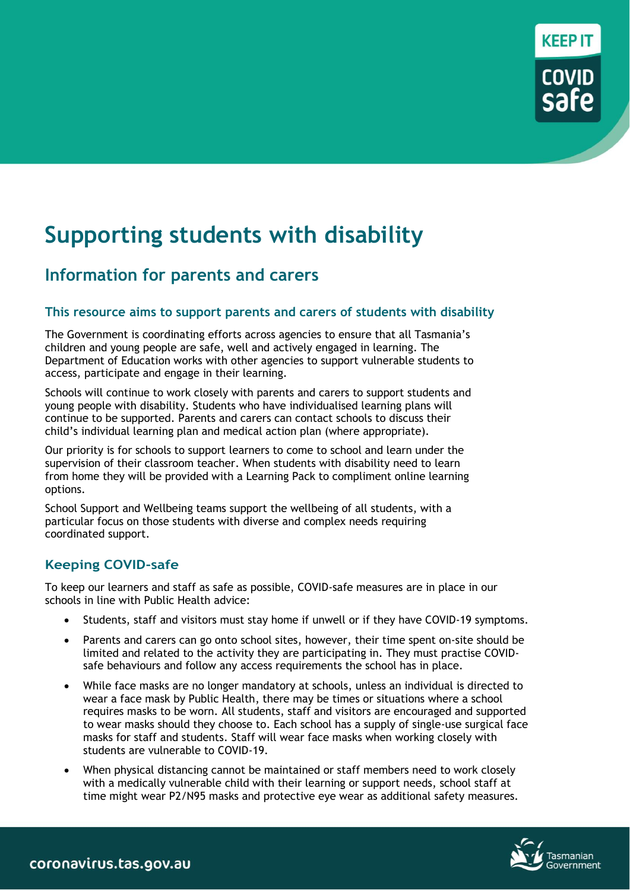# Supporting students with disability

## Information for parents and carers

### This resource aims to support parents and carers of students with disability

The Government is coordinating efforts across agencies to ensure that all Tasmania's children and young people are safe, well and actively engaged in learning. The Department of Education works with other agencies to support vulnerable students to access, participate and engage in their learning.

Schools will continue to work closely with parents and carers to support students and young people with disability. Students who have individualised learning plans will continue to be supported. Parents and carers can contact schools to discuss their child's individual learning plan and medical action plan (where appropriate).

Our priority is for schools to support learners to come to school and learn under the supervision of their classroom teacher. When students with disability need to learn from home they will be provided with a Learning Pack to compliment online learning options.

School Support and Wellbeing teams support the wellbeing of all students, with a particular focus on those students with diverse and complex needs requiring coordinated support.

### Keeping COVID-safe

To keep our learners and staff as safe as possible, COVID-safe measures are in place in our schools in line with Public Health advice:

- Students, staff and visitors must stay home if unwell or if they have COVID-19 symptoms.
- Parents and carers can go onto school sites, however, their time spent on-site should be limited and related to the activity they are participating in. They must practise COVID-safe behaviours and follow any access requirements the school has in place.
- While face masks are no longer mandatory at schools, unless an individual is directed to wear a face mask by Public Health, there may be times or situations where a school requires masks to be worn. All students, staff and visitors are encouraged and supported to wear masks should they choose to. Each school has a supply of single-use surgical face masks for staff and students. Staff will wear face masks when working closely with students are vulnerable to COVID-19.
- When physical distancing cannot be maintained or staff members need to work closely with a medically vulnerable child with their learning or support needs, school staff at time might wear P2/N95 masks and protective eye wear as additional safety measures.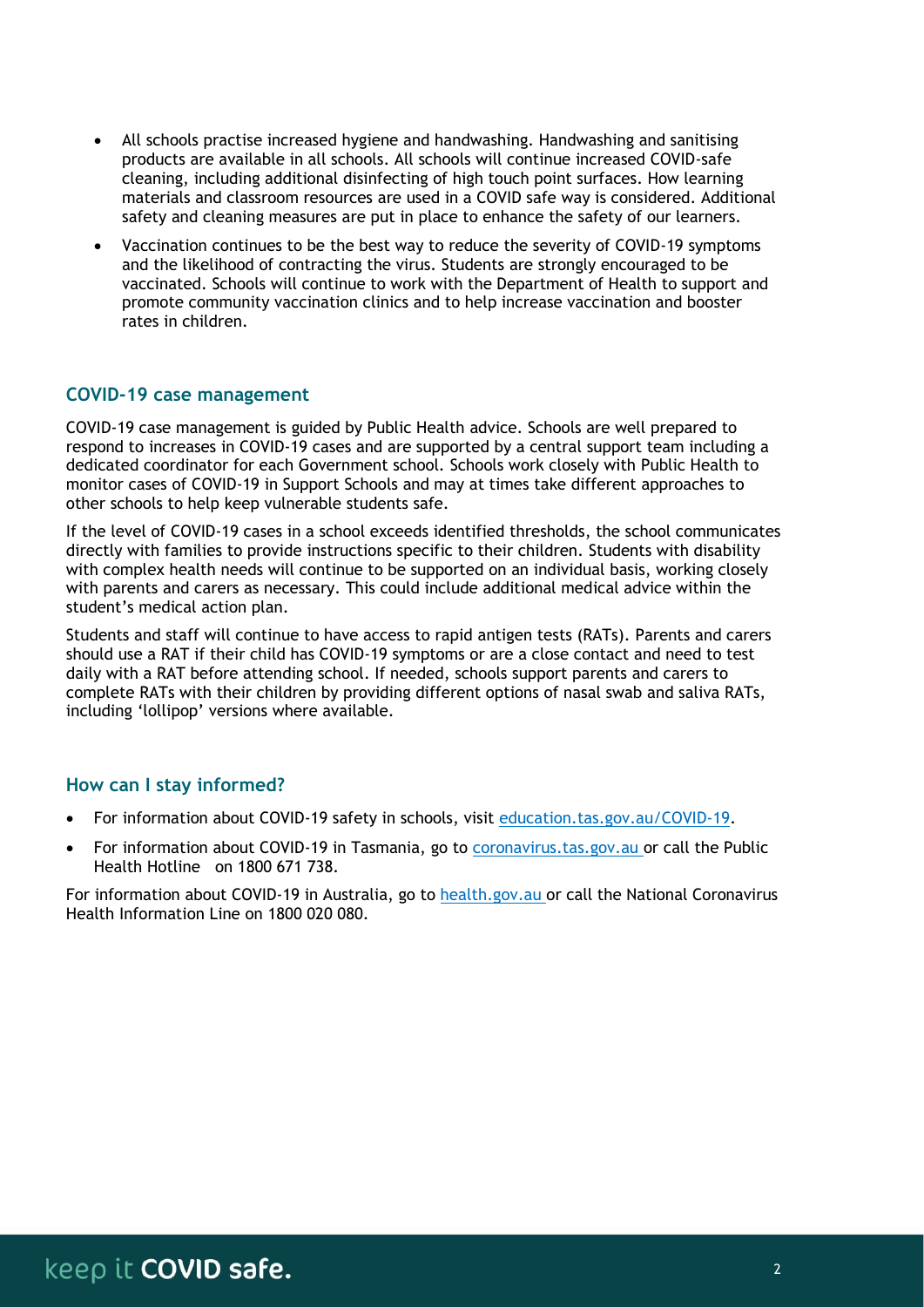- All schools practise increased hygiene and handwashing. Handwashing and sanitising products are available in all schools. All schools will continue increased COVID-safe cleaning, including additional disinfecting of high touch point surfaces. How learning materials and classroom resources are used in a COVID safe way is considered. Additional safety and cleaning measures are put in place to enhance the safety of our learners.
- Vaccination continues to be the best way to reduce the severity of COVID-19 symptoms and the likelihood of contracting the virus. Students are strongly encouraged to be vaccinated. Schools will continue to work with the Department of Health to support and promote community vaccination clinics and to help increase vaccination and booster rates in children.

## COVID-19 case management

COVID-19 case management is guided by Public Health advice. Schools are well prepared to respond to increases in COVID-19 cases and are supported by a central support team including a dedicated coordinator for each Government school. Schools work closely with Public Health to monitor cases of COVID-19 in Support Schools and may at times take different approaches to other schools to help keep vulnerable students safe.

If the level of COVID-19 cases in a school exceeds identified thresholds, the school communicates directly with families to provide instructions specific to their children. Students with disability with complex health needs will continue to be supported on an individual basis, working closely with parents and carers as necessary. This could include additional medical advice within the student's medical action plan.

Students and staff will continue to have access to rapid antigen tests (RATs). Parents and carers should use a RAT if their child has COVID-19 symptoms or are a close contact and need to test daily with a RAT before attending school. If needed, schools support parents and carers to complete RATs with their children by providing different options of nasal swab and saliva RATs, including 'lollipop' versions where available.

## How can I stay informed?

- For information about COVID-19 safety in schools, visit [education.tas.gov.au/COVID-19](education.tas.gov.au/COVID-19).
- For information about COVID-19 in Tasmania, go to [coronavirus.tas.gov.au](coronavirus.tas.gov.au) or call the Public Health Hotline on 1800 671 738.

For information about COVID-19 in Australia, go to [health.gov.au](health.gov.au) or call the National Coronavirus Health Information Line on 1800 020 080.

keep it **COVID safe.**